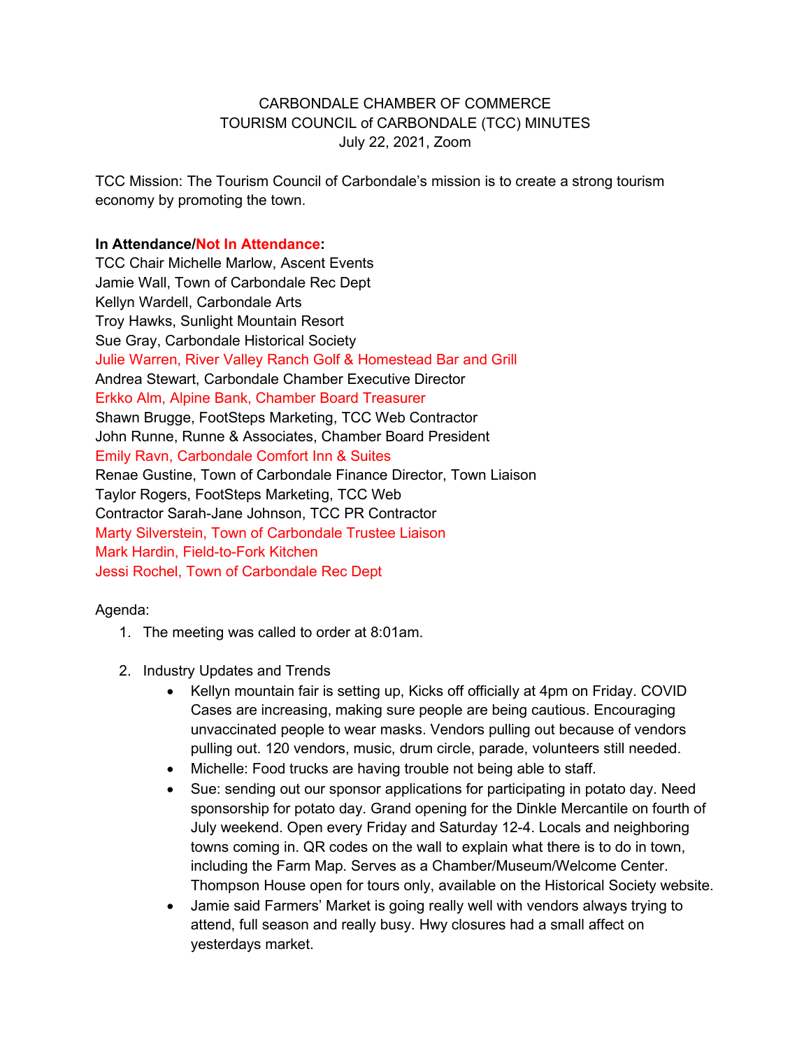CARBONDALE CHAMBER OF COMMERCE
TOURISM COUNCIL of CARBONDALE (TCC) MINUTES
July 22, 2021, Zoom

TCC Mission: The Tourism Council of Carbondale's mission is to create a strong tourism economy by promoting the town.

**In Attendance/Not In Attendance:**

TCC Chair Michelle Marlow, Ascent Events
Jamie Wall, Town of Carbondale Rec Dept
Kellyn Wardell, Carbondale Arts
Troy Hawks, Sunlight Mountain Resort
Sue Gray, Carbondale Historical Society
Julie Warren, River Valley Ranch Golf & Homestead Bar and Grill
Andrea Stewart, Carbondale Chamber Executive Director
Erkko Alm, Alpine Bank, Chamber Board Treasurer
Shawn Brugge, FootSteps Marketing, TCC Web Contractor
John Runne, Runne & Associates, Chamber Board President
Emily Ravn, Carbondale Comfort Inn & Suites
Renae Gustine, Town of Carbondale Finance Director, Town Liaison
Taylor Rogers, FootSteps Marketing, TCC Web
Contractor Sarah-Jane Johnson, TCC PR Contractor
Marty Silverstein, Town of Carbondale Trustee Liaison
Mark Hardin, Field-to-Fork Kitchen
Jessi Rochel, Town of Carbondale Rec Dept

Agenda:

1. The meeting was called to order at 8:01am.

2. Industry Updates and Trends
   - Kellyn mountain fair is setting up, Kicks off officially at 4pm on Friday. COVID Cases are increasing, making sure people are being cautious. Encouraging unvaccinated people to wear masks. Vendors pulling out because of vendors pulling out. 120 vendors, music, drum circle, parade, volunteers still needed.
   - Michelle: Food trucks are having trouble not being able to staff.
   - Sue: sending out our sponsor applications for participating in potato day. Need sponsorship for potato day. Grand opening for the Dinkle Mercantile on fourth of July weekend. Open every Friday and Saturday 12-4. Locals and neighboring towns coming in. QR codes on the wall to explain what there is to do in town, including the Farm Map. Serves as a Chamber/Museum/Welcome Center. Thompson House open for tours only, available on the Historical Society website.
   - Jamie said Farmers' Market is going really well with vendors always trying to attend, full season and really busy. Hwy closures had a small affect on yesterdays market.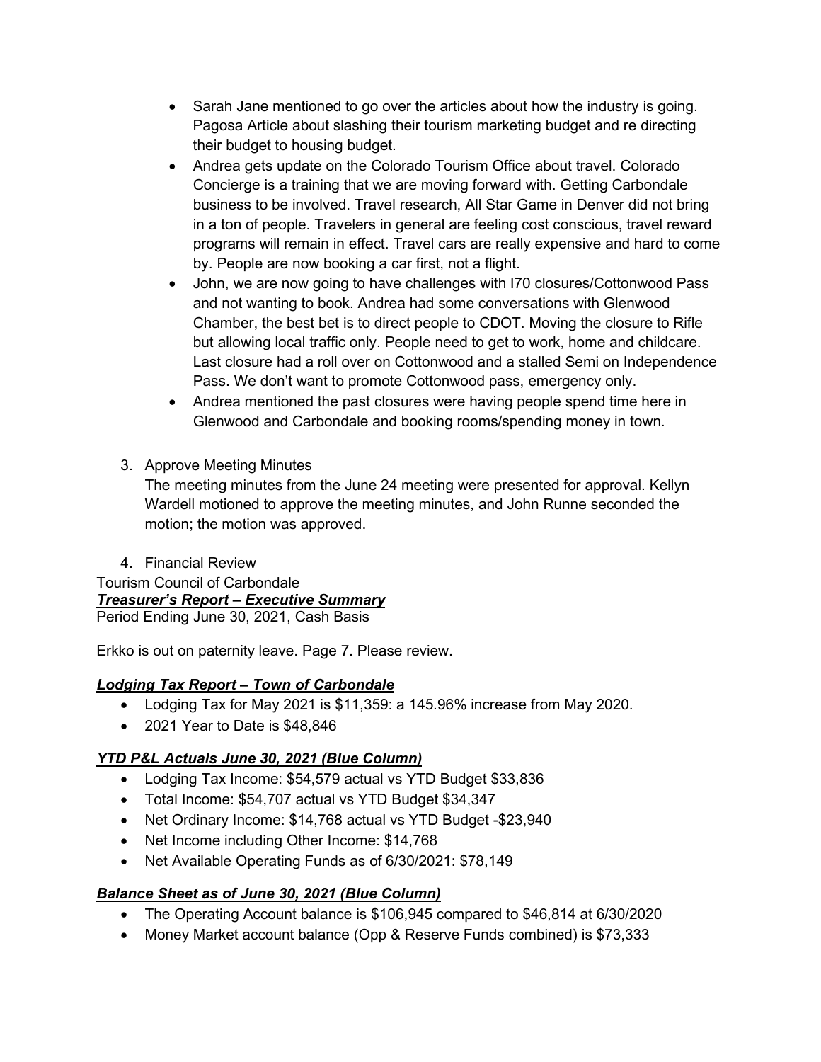- Sarah Jane mentioned to go over the articles about how the industry is going. Pagosa Article about slashing their tourism marketing budget and re directing their budget to housing budget.
- Andrea gets update on the Colorado Tourism Office about travel. Colorado Concierge is a training that we are moving forward with. Getting Carbondale business to be involved. Travel research, All Star Game in Denver did not bring in a ton of people. Travelers in general are feeling cost conscious, travel reward programs will remain in effect. Travel cars are really expensive and hard to come by. People are now booking a car first, not a flight.
- John, we are now going to have challenges with I70 closures/Cottonwood Pass and not wanting to book. Andrea had some conversations with Glenwood Chamber, the best bet is to direct people to CDOT. Moving the closure to Rifle but allowing local traffic only. People need to get to work, home and childcare. Last closure had a roll over on Cottonwood and a stalled Semi on Independence Pass. We don't want to promote Cottonwood pass, emergency only.
- Andrea mentioned the past closures were having people spend time here in Glenwood and Carbondale and booking rooms/spending money in town.

3. Approve Meeting Minutes

   The meeting minutes from the June 24 meeting were presented for approval. Kellyn Wardell motioned to approve the meeting minutes, and John Runne seconded the motion; the motion was approved.

4. Financial Review

Tourism Council of Carbondale

***Treasurer's Report – Executive Summary***

Period Ending June 30, 2021, Cash Basis

Erkko is out on paternity leave. Page 7. Please review.

***Lodging Tax Report – Town of Carbondale***

- Lodging Tax for May 2021 is $11,359: a 145.96% increase from May 2020.
- 2021 Year to Date is $48,846

***YTD P&L Actuals June 30, 2021 (Blue Column)***

- Lodging Tax Income: $54,579 actual vs YTD Budget $33,836
- Total Income: $54,707 actual vs YTD Budget $34,347
- Net Ordinary Income: $14,768 actual vs YTD Budget -$23,940
- Net Income including Other Income: $14,768
- Net Available Operating Funds as of 6/30/2021: $78,149

***Balance Sheet as of June 30, 2021 (Blue Column)***

- The Operating Account balance is $106,945 compared to $46,814 at 6/30/2020
- Money Market account balance (Opp & Reserve Funds combined) is $73,333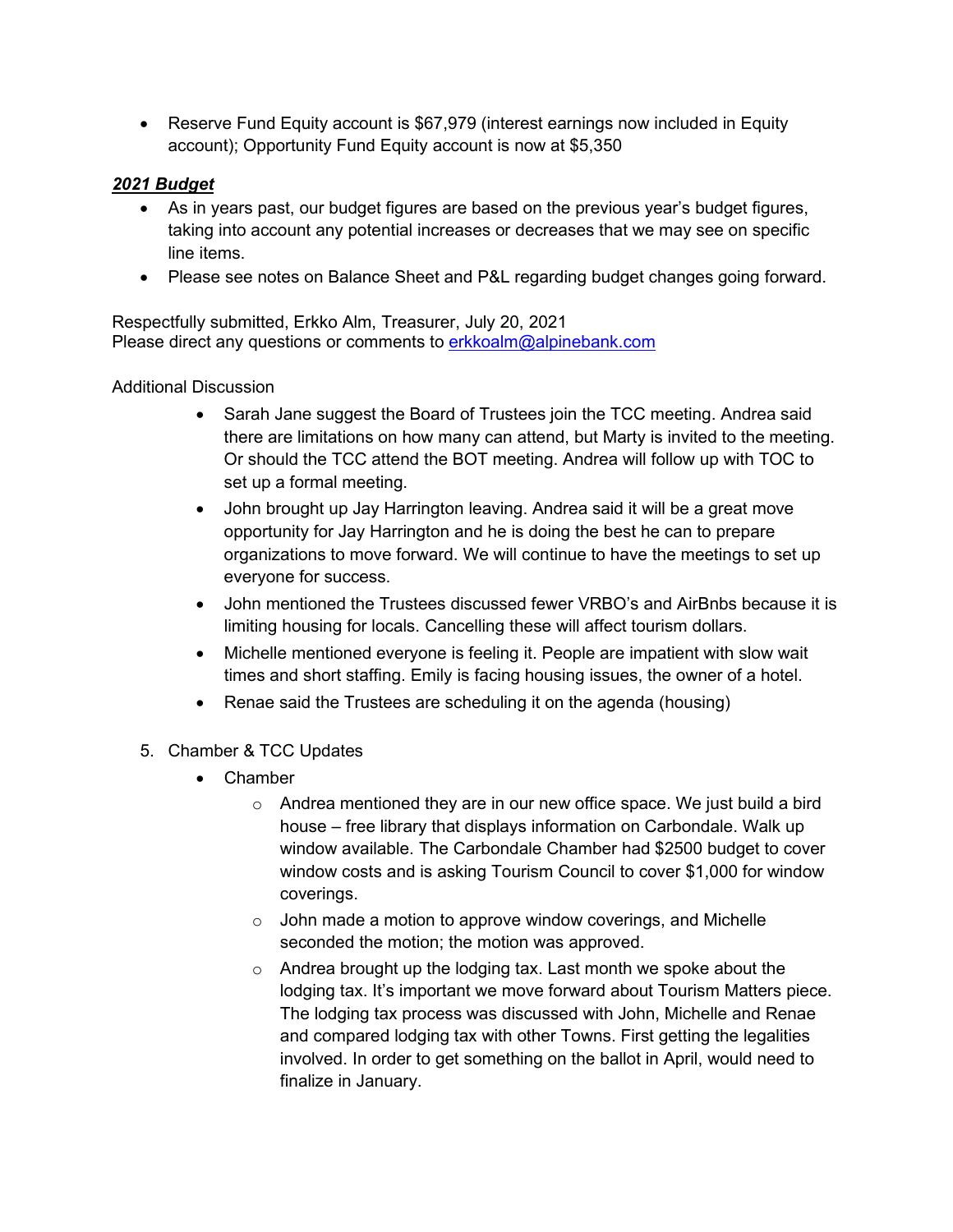- Reserve Fund Equity account is $67,979 (interest earnings now included in Equity account); Opportunity Fund Equity account is now at $5,350

***2021 Budget***

- As in years past, our budget figures are based on the previous year's budget figures, taking into account any potential increases or decreases that we may see on specific line items.
- Please see notes on Balance Sheet and P&L regarding budget changes going forward.

Respectfully submitted, Erkko Alm, Treasurer, July 20, 2021
Please direct any questions or comments to erkkoalm@alpinebank.com

Additional Discussion

- Sarah Jane suggest the Board of Trustees join the TCC meeting. Andrea said there are limitations on how many can attend, but Marty is invited to the meeting. Or should the TCC attend the BOT meeting. Andrea will follow up with TOC to set up a formal meeting.
- John brought up Jay Harrington leaving. Andrea said it will be a great move opportunity for Jay Harrington and he is doing the best he can to prepare organizations to move forward. We will continue to have the meetings to set up everyone for success.
- John mentioned the Trustees discussed fewer VRBO's and AirBnbs because it is limiting housing for locals. Cancelling these will affect tourism dollars.
- Michelle mentioned everyone is feeling it. People are impatient with slow wait times and short staffing. Emily is facing housing issues, the owner of a hotel.
- Renae said the Trustees are scheduling it on the agenda (housing)

5. Chamber & TCC Updates
   - Chamber
     - Andrea mentioned they are in our new office space. We just build a bird house – free library that displays information on Carbondale. Walk up window available. The Carbondale Chamber had $2500 budget to cover window costs and is asking Tourism Council to cover $1,000 for window coverings.
     - John made a motion to approve window coverings, and Michelle seconded the motion; the motion was approved.
     - Andrea brought up the lodging tax. Last month we spoke about the lodging tax. It's important we move forward about Tourism Matters piece. The lodging tax process was discussed with John, Michelle and Renae and compared lodging tax with other Towns. First getting the legalities involved. In order to get something on the ballot in April, would need to finalize in January.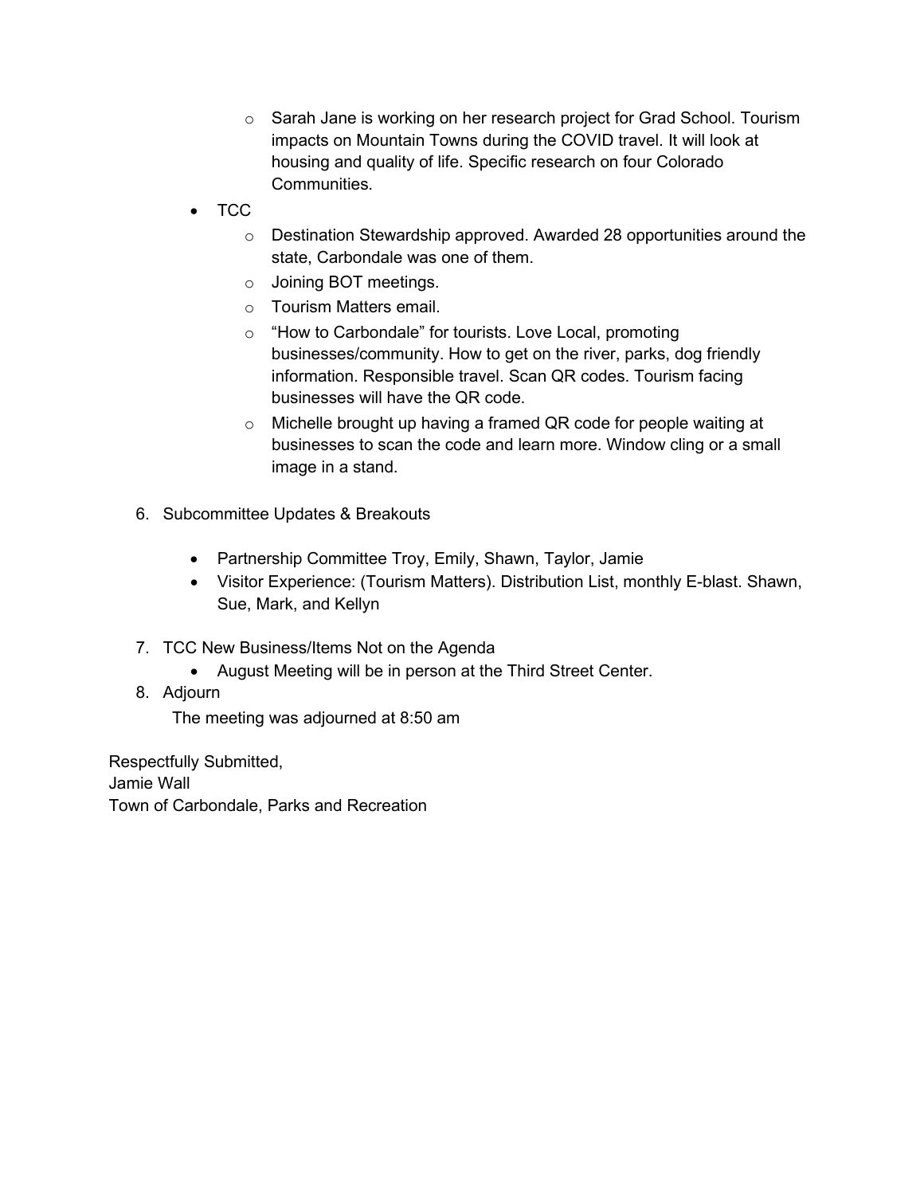- Sarah Jane is working on her research project for Grad School. Tourism impacts on Mountain Towns during the COVID travel. It will look at housing and quality of life. Specific research on four Colorado Communities.

- TCC
    - Destination Stewardship approved. Awarded 28 opportunities around the state, Carbondale was one of them.
    - Joining BOT meetings.
    - Tourism Matters email.
    - "How to Carbondale" for tourists. Love Local, promoting businesses/community. How to get on the river, parks, dog friendly information. Responsible travel. Scan QR codes. Tourism facing businesses will have the QR code.
    - Michelle brought up having a framed QR code for people waiting at businesses to scan the code and learn more. Window cling or a small image in a stand.

6. Subcommittee Updates & Breakouts

    - Partnership Committee Troy, Emily, Shawn, Taylor, Jamie
    - Visitor Experience: (Tourism Matters). Distribution List, monthly E-blast. Shawn, Sue, Mark, and Kellyn

7. TCC New Business/Items Not on the Agenda
    - August Meeting will be in person at the Third Street Center.

8. Adjourn

   The meeting was adjourned at 8:50 am

Respectfully Submitted,
Jamie Wall
Town of Carbondale, Parks and Recreation